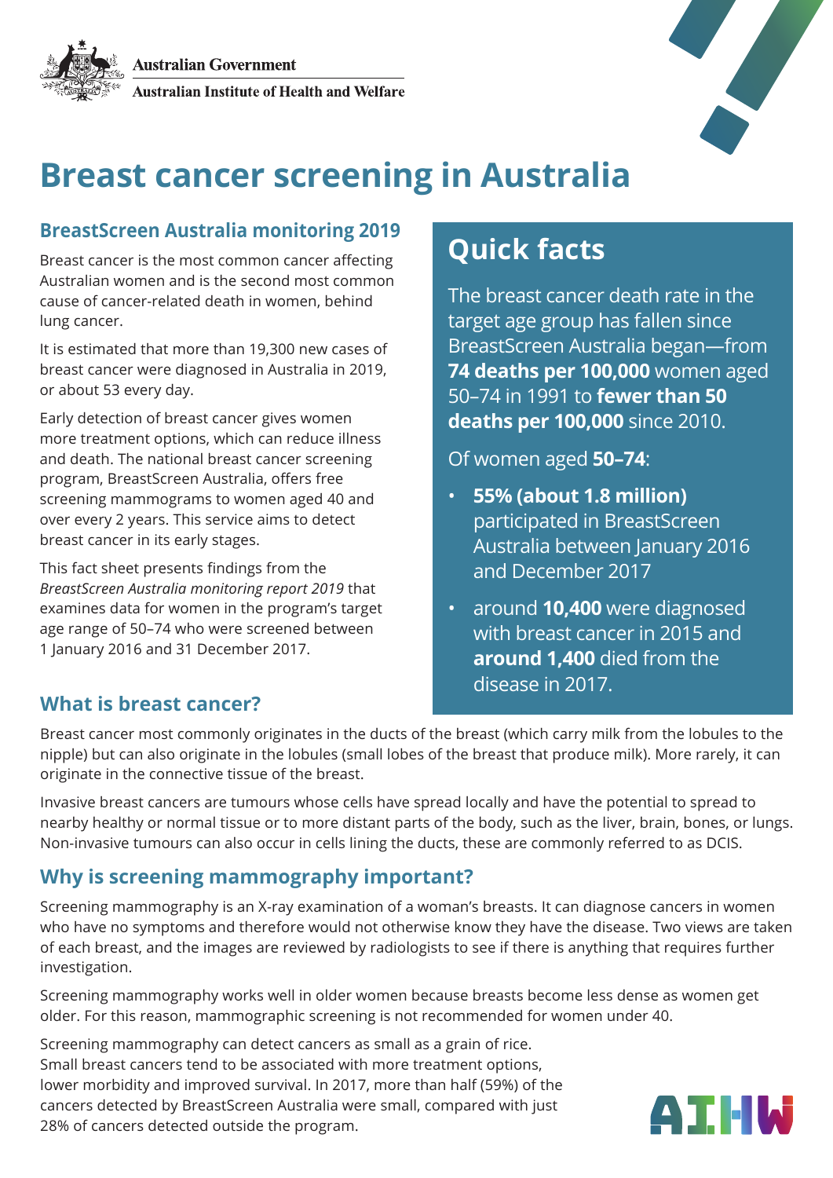Australian Government

Australian Institute of Health and Welfare

# Breast cancer screening in Australia

## BreastScreen Australia monitoring 2019

Breast cancer is the most common cancer affecting Australian women and is the second most common cause of cancer-related death in women, behind lung cancer.

It is estimated that more than 19,300 new cases of breast cancer were diagnosed in Australia in 2019, or about 53 every day.

Early detection of breast cancer gives women more treatment options, which can reduce illness and death. The national breast cancer screening program, BreastScreen Australia, offers free screening mammograms to women aged 40 and over every 2 years. This service aims to detect breast cancer in its early stages.

This fact sheet presents findings from the *BreastScreen Australia monitoring report 2019* that examines data for women in the program's target age range of 50–74 who were screened between 1 January 2016 and 31 December 2017.

## Quick facts

The breast cancer death rate in the target age group has fallen since BreastScreen Australia began—from **74 deaths per 100,000** women aged 50–74 in 1991 to **fewer than 50 deaths per 100,000** since 2010.

Of women aged **50–74**:

- **55% (about 1.8 million)** participated in BreastScreen Australia between January 2016 and December 2017
- around **10,400** were diagnosed with breast cancer in 2015 and **around 1,400** died from the disease in 2017.

## What is breast cancer?

Breast cancer most commonly originates in the ducts of the breast (which carry milk from the lobules to the nipple) but can also originate in the lobules (small lobes of the breast that produce milk). More rarely, it can originate in the connective tissue of the breast.

Invasive breast cancers are tumours whose cells have spread locally and have the potential to spread to nearby healthy or normal tissue or to more distant parts of the body, such as the liver, brain, bones, or lungs. Non-invasive tumours can also occur in cells lining the ducts, these are commonly referred to as DCIS.

## Why is screening mammography important?

Screening mammography is an X-ray examination of a woman's breasts. It can diagnose cancers in women who have no symptoms and therefore would not otherwise know they have the disease. Two views are taken of each breast, and the images are reviewed by radiologists to see if there is anything that requires further investigation.

Screening mammography works well in older women because breasts become less dense as women get older. For this reason, mammographic screening is not recommended for women under 40.

Screening mammography can detect cancers as small as a grain of rice. Small breast cancers tend to be associated with more treatment options, lower morbidity and improved survival. In 2017, more than half (59%) of the cancers detected by BreastScreen Australia were small, compared with just 28% of cancers detected outside the program.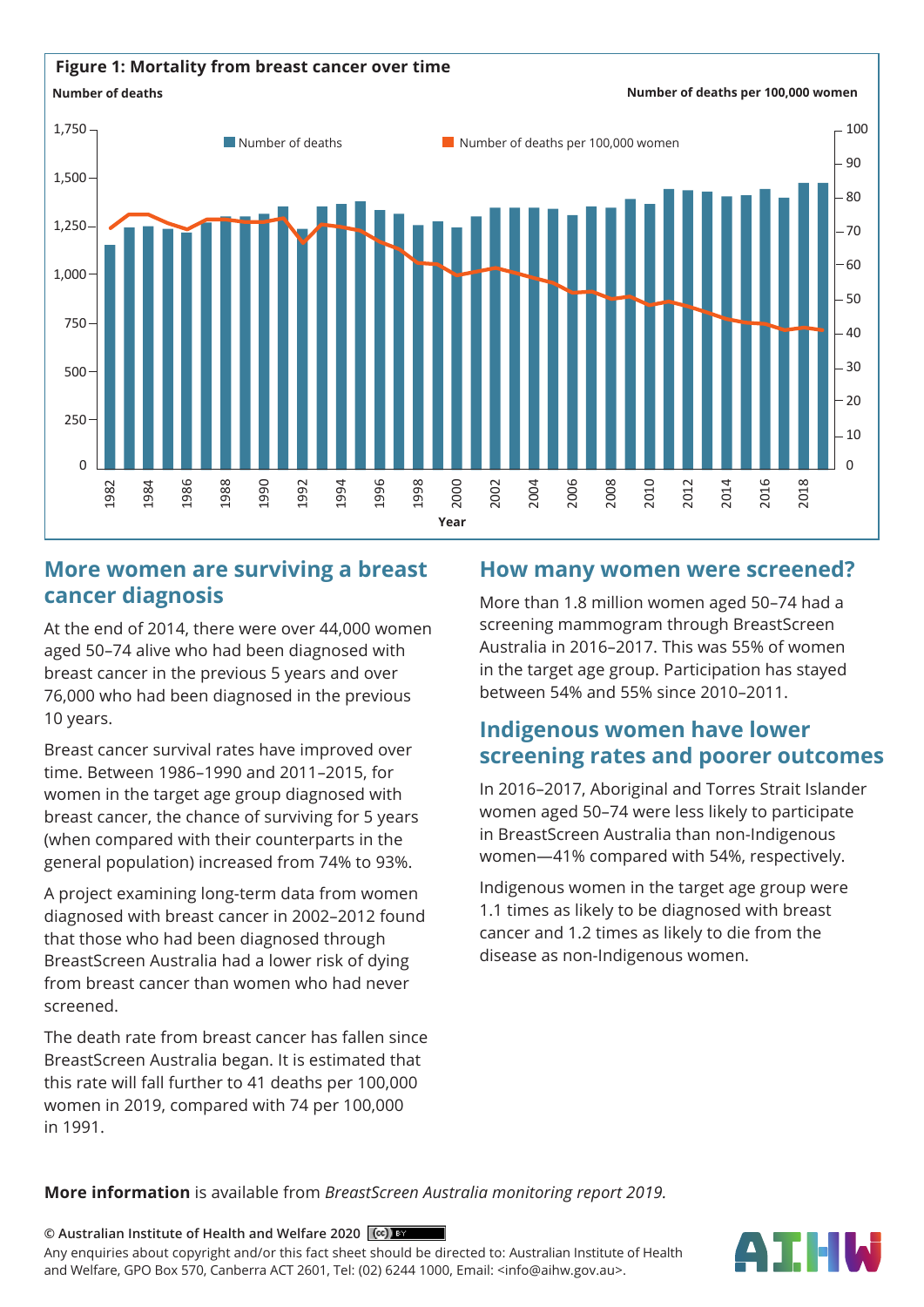**Figure 1: Mortality from breast cancer over time**

Number of deaths

Number of deaths per 100,000 women

1,750
1,500
1,250
1,000
750
500
250
0

100
90
80
70
60
50
40
30
20
10
0

Number of deaths

Number of deaths per 100,000 women

1982
1984
1986
1988
1990
1992
1994
1996
1998
2000
2002
2004
2006
2008
2010
2012
2014
2016
2018

Year

## More women are surviving a breast cancer diagnosis

At the end of 2014, there were over 44,000 women aged 50–74 alive who had been diagnosed with breast cancer in the previous 5 years and over 76,000 who had been diagnosed in the previous 10 years.

Breast cancer survival rates have improved over time. Between 1986–1990 and 2011–2015, for women in the target age group diagnosed with breast cancer, the chance of surviving for 5 years (when compared with their counterparts in the general population) increased from 74% to 93%.

A project examining long-term data from women diagnosed with breast cancer in 2002–2012 found that those who had been diagnosed through BreastScreen Australia had a lower risk of dying from breast cancer than women who had never screened.

The death rate from breast cancer has fallen since BreastScreen Australia began. It is estimated that this rate will fall further to 41 deaths per 100,000 women in 2019, compared with 74 per 100,000 in 1991.

## How many women were screened?

More than 1.8 million women aged 50–74 had a screening mammogram through BreastScreen Australia in 2016–2017. This was 55% of women in the target age group. Participation has stayed between 54% and 55% since 2010–2011.

## Indigenous women have lower screening rates and poorer outcomes

In 2016–2017, Aboriginal and Torres Strait Islander women aged 50–74 were less likely to participate in BreastScreen Australia than non-Indigenous women—41% compared with 54%, respectively.

Indigenous women in the target age group were 1.1 times as likely to be diagnosed with breast cancer and 1.2 times as likely to die from the disease as non-Indigenous women.

**More information** is available from *BreastScreen Australia monitoring report 2019.*

© Australian Institute of Health and Welfare 2020

Any enquiries about copyright and/or this fact sheet should be directed to: Australian Institute of Health and Welfare, GPO Box 570, Canberra ACT 2601, Tel: (02) 6244 1000, Email: <info@aihw.gov.au>.